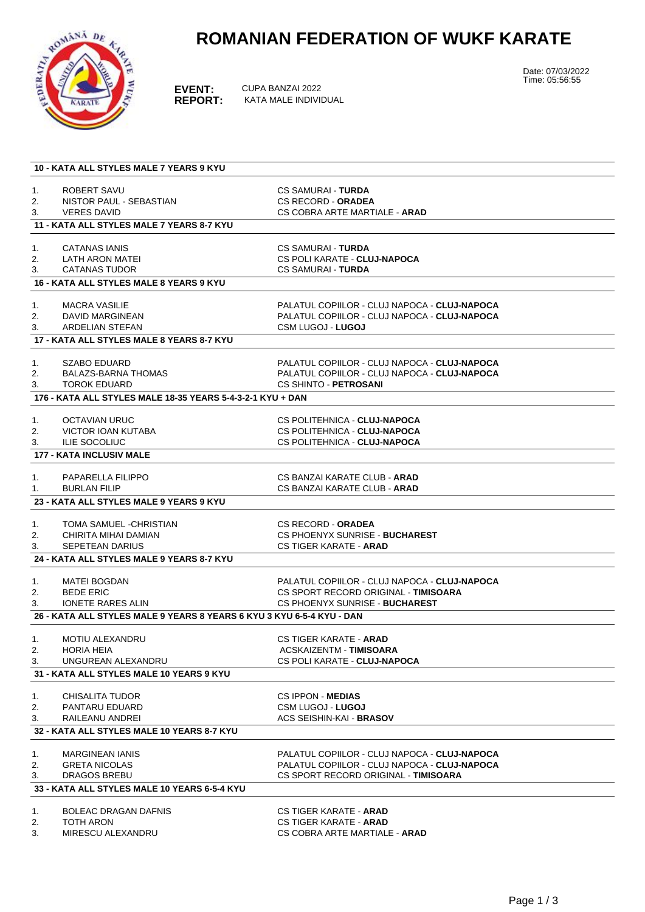# ROMANIAN FEDERATION OF WUKF KARATE

Date: 07/03/2022
Time: 05:56:55

**EVENT:** CUPA BANZAI 2022
**REPORT:** KATA MALE INDIVIDUAL

### 10 - KATA ALL STYLES MALE 7 YEARS 9 KYU

| | | |
|---|---|---|
| 1. | ROBERT SAVU | CS SAMURAI - **TURDA** |
| 2. | NISTOR PAUL - SEBASTIAN | CS RECORD - **ORADEA** |
| 3. | VERES DAVID | CS COBRA ARTE MARTIALE - **ARAD** |

### 11 - KATA ALL STYLES MALE 7 YEARS 8-7 KYU

| | | |
|---|---|---|
| 1. | CATANAS IANIS | CS SAMURAI - **TURDA** |
| 2. | LATH ARON MATEI | CS POLI KARATE - **CLUJ-NAPOCA** |
| 3. | CATANAS TUDOR | CS SAMURAI - **TURDA** |

### 16 - KATA ALL STYLES MALE 8 YEARS 9 KYU

| | | |
|---|---|---|
| 1. | MACRA VASILIE | PALATUL COPIILOR - CLUJ NAPOCA - **CLUJ-NAPOCA** |
| 2. | DAVID MARGINEAN | PALATUL COPIILOR - CLUJ NAPOCA - **CLUJ-NAPOCA** |
| 3. | ARDELIAN STEFAN | CSM LUGOJ - **LUGOJ** |

### 17 - KATA ALL STYLES MALE 8 YEARS 8-7 KYU

| | | |
|---|---|---|
| 1. | SZABO EDUARD | PALATUL COPIILOR - CLUJ NAPOCA - **CLUJ-NAPOCA** |
| 2. | BALAZS-BARNA THOMAS | PALATUL COPIILOR - CLUJ NAPOCA - **CLUJ-NAPOCA** |
| 3. | TOROK EDUARD | CS SHINTO - **PETROSANI** |

### 176 - KATA ALL STYLES MALE 18-35 YEARS 5-4-3-2-1 KYU + DAN

| | | |
|---|---|---|
| 1. | OCTAVIAN URUC | CS POLITEHNICA - **CLUJ-NAPOCA** |
| 2. | VICTOR IOAN KUTABA | CS POLITEHNICA - **CLUJ-NAPOCA** |
| 3. | ILIE SOCOLIUC | CS POLITEHNICA - **CLUJ-NAPOCA** |

### 177 - KATA INCLUSIV MALE

| | | |
|---|---|---|
| 1. | PAPARELLA FILIPPO | CS BANZAI KARATE CLUB - **ARAD** |
| 1. | BURLAN FILIP | CS BANZAI KARATE CLUB - **ARAD** |

### 23 - KATA ALL STYLES MALE 9 YEARS 9 KYU

| | | |
|---|---|---|
| 1. | TOMA SAMUEL -CHRISTIAN | CS RECORD - **ORADEA** |
| 2. | CHIRITA MIHAI DAMIAN | CS PHOENYX SUNRISE - **BUCHAREST** |
| 3. | SEPETEAN DARIUS | CS TIGER KARATE - **ARAD** |

### 24 - KATA ALL STYLES MALE 9 YEARS 8-7 KYU

| | | |
|---|---|---|
| 1. | MATEI BOGDAN | PALATUL COPIILOR - CLUJ NAPOCA - **CLUJ-NAPOCA** |
| 2. | BEDE ERIC | CS SPORT RECORD ORIGINAL - **TIMISOARA** |
| 3. | IONETE RARES ALIN | CS PHOENYX SUNRISE - **BUCHAREST** |

### 26 - KATA ALL STYLES MALE 9 YEARS 8 YEARS 6 KYU 3 KYU 6-5-4 KYU - DAN

| | | |
|---|---|---|
| 1. | MOTIU ALEXANDRU | CS TIGER KARATE - **ARAD** |
| 2. | HORIA HEIA | ACSKAIZENTM - **TIMISOARA** |
| 3. | UNGUREAN ALEXANDRU | CS POLI KARATE - **CLUJ-NAPOCA** |

### 31 - KATA ALL STYLES MALE 10 YEARS 9 KYU

| | | |
|---|---|---|
| 1. | CHISALITA TUDOR | CS IPPON - **MEDIAS** |
| 2. | PANTARU EDUARD | CSM LUGOJ - **LUGOJ** |
| 3. | RAILEANU ANDREI | ACS SEISHIN-KAI - **BRASOV** |

### 32 - KATA ALL STYLES MALE 10 YEARS 8-7 KYU

| | | |
|---|---|---|
| 1. | MARGINEAN IANIS | PALATUL COPIILOR - CLUJ NAPOCA - **CLUJ-NAPOCA** |
| 2. | GRETA NICOLAS | PALATUL COPIILOR - CLUJ NAPOCA - **CLUJ-NAPOCA** |
| 3. | DRAGOS BREBU | CS SPORT RECORD ORIGINAL - **TIMISOARA** |

### 33 - KATA ALL STYLES MALE 10 YEARS 6-5-4 KYU

| | | |
|---|---|---|
| 1. | BOLEAC DRAGAN DAFNIS | CS TIGER KARATE - **ARAD** |
| 2. | TOTH ARON | CS TIGER KARATE - **ARAD** |
| 3. | MIRESCU ALEXANDRU | CS COBRA ARTE MARTIALE - **ARAD** |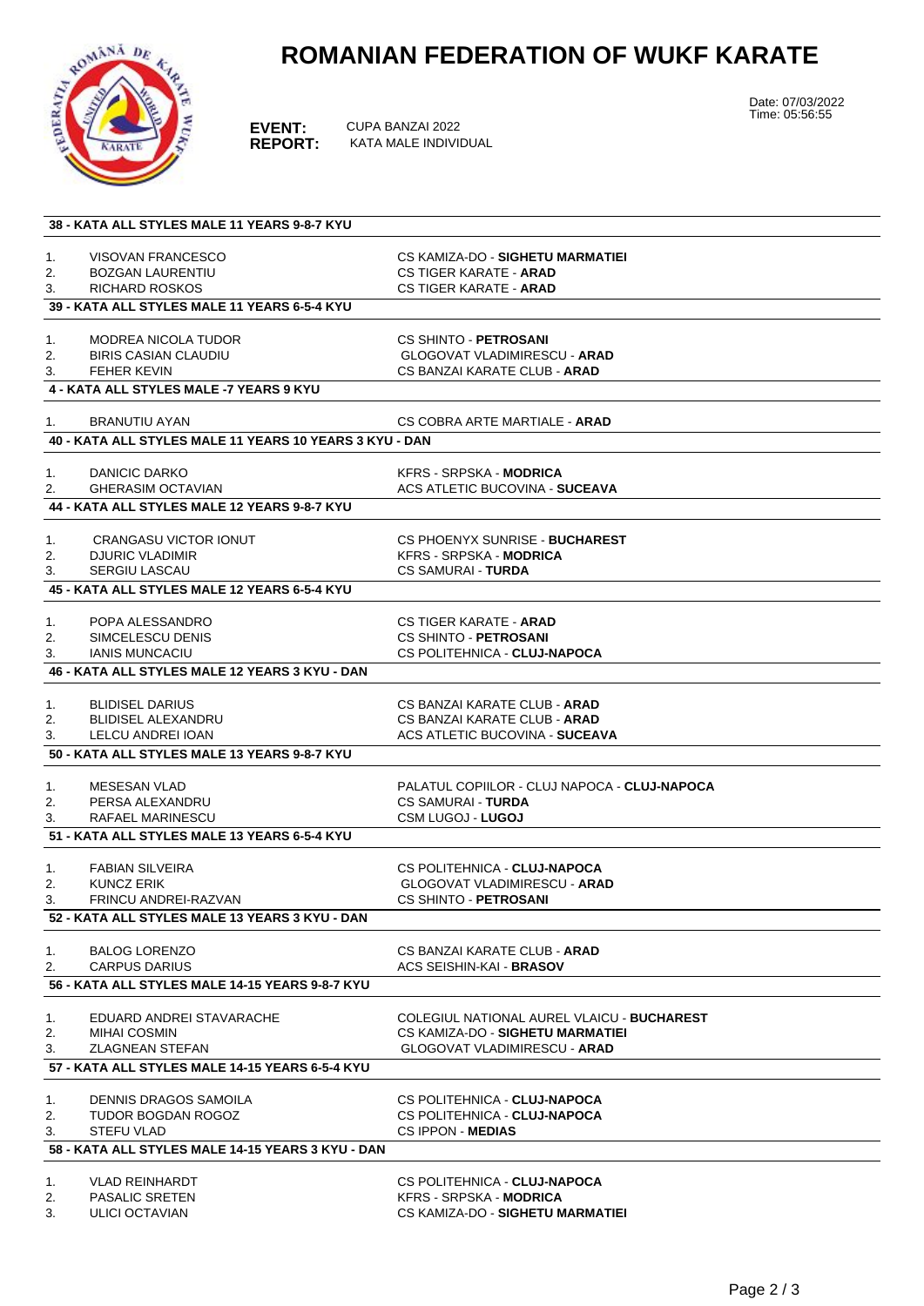# ROMANIAN FEDERATION OF WUKF KARATE

**EVENT:** CUPA BANZAI 2022
**REPORT:** KATA MALE INDIVIDUAL

Date: 07/03/2022
Time: 05:56:55

### 38 - KATA ALL STYLES MALE 11 YEARS 9-8-7 KYU

| | | |
|---|---|---|
| 1. | VISOVAN FRANCESCO | CS KAMIZA-DO - **SIGHETU MARMATIEI** |
| 2. | BOZGAN LAURENTIU | CS TIGER KARATE - **ARAD** |
| 3. | RICHARD ROSKOS | CS TIGER KARATE - **ARAD** |

### 39 - KATA ALL STYLES MALE 11 YEARS 6-5-4 KYU

| | | |
|---|---|---|
| 1. | MODREA NICOLA TUDOR | CS SHINTO - **PETROSANI** |
| 2. | BIRIS CASIAN CLAUDIU | GLOGOVAT VLADIMIRESCU - **ARAD** |
| 3. | FEHER KEVIN | CS BANZAI KARATE CLUB - **ARAD** |

### 4 - KATA ALL STYLES MALE -7 YEARS 9 KYU

| | | |
|---|---|---|
| 1. | BRANUTIU AYAN | CS COBRA ARTE MARTIALE - **ARAD** |

### 40 - KATA ALL STYLES MALE 11 YEARS 10 YEARS 3 KYU - DAN

| | | |
|---|---|---|
| 1. | DANICIC DARKO | KFRS - SRPSKA - **MODRICA** |
| 2. | GHERASIM OCTAVIAN | ACS ATLETIC BUCOVINA - **SUCEAVA** |

### 44 - KATA ALL STYLES MALE 12 YEARS 9-8-7 KYU

| | | |
|---|---|---|
| 1. | CRANGASU VICTOR IONUT | CS PHOENYX SUNRISE - **BUCHAREST** |
| 2. | DJURIC VLADIMIR | KFRS - SRPSKA - **MODRICA** |
| 3. | SERGIU LASCAU | CS SAMURAI - **TURDA** |

### 45 - KATA ALL STYLES MALE 12 YEARS 6-5-4 KYU

| | | |
|---|---|---|
| 1. | POPA ALESSANDRO | CS TIGER KARATE - **ARAD** |
| 2. | SIMCELESCU DENIS | CS SHINTO - **PETROSANI** |
| 3. | IANIS MUNCACIU | CS POLITEHNICA - **CLUJ-NAPOCA** |

### 46 - KATA ALL STYLES MALE 12 YEARS 3 KYU - DAN

| | | |
|---|---|---|
| 1. | BLIDISEL DARIUS | CS BANZAI KARATE CLUB - **ARAD** |
| 2. | BLIDISEL ALEXANDRU | CS BANZAI KARATE CLUB - **ARAD** |
| 3. | LELCU ANDREI IOAN | ACS ATLETIC BUCOVINA - **SUCEAVA** |

### 50 - KATA ALL STYLES MALE 13 YEARS 9-8-7 KYU

| | | |
|---|---|---|
| 1. | MESESAN VLAD | PALATUL COPIILOR - CLUJ NAPOCA - **CLUJ-NAPOCA** |
| 2. | PERSA ALEXANDRU | CS SAMURAI - **TURDA** |
| 3. | RAFAEL MARINESCU | CSM LUGOJ - **LUGOJ** |

### 51 - KATA ALL STYLES MALE 13 YEARS 6-5-4 KYU

| | | |
|---|---|---|
| 1. | FABIAN SILVEIRA | CS POLITEHNICA - **CLUJ-NAPOCA** |
| 2. | KUNCZ ERIK | GLOGOVAT VLADIMIRESCU - **ARAD** |
| 3. | FRINCU ANDREI-RAZVAN | CS SHINTO - **PETROSANI** |

### 52 - KATA ALL STYLES MALE 13 YEARS 3 KYU - DAN

| | | |
|---|---|---|
| 1. | BALOG LORENZO | CS BANZAI KARATE CLUB - **ARAD** |
| 2. | CARPUS DARIUS | ACS SEISHIN-KAI - **BRASOV** |

### 56 - KATA ALL STYLES MALE 14-15 YEARS 9-8-7 KYU

| | | |
|---|---|---|
| 1. | EDUARD ANDREI STAVARACHE | COLEGIUL NATIONAL AUREL VLAICU - **BUCHAREST** |
| 2. | MIHAI COSMIN | CS KAMIZA-DO - **SIGHETU MARMATIEI** |
| 3. | ZLAGNEAN STEFAN | GLOGOVAT VLADIMIRESCU - **ARAD** |

### 57 - KATA ALL STYLES MALE 14-15 YEARS 6-5-4 KYU

| | | |
|---|---|---|
| 1. | DENNIS DRAGOS SAMOILA | CS POLITEHNICA - **CLUJ-NAPOCA** |
| 2. | TUDOR BOGDAN ROGOZ | CS POLITEHNICA - **CLUJ-NAPOCA** |
| 3. | STEFU VLAD | CS IPPON - **MEDIAS** |

### 58 - KATA ALL STYLES MALE 14-15 YEARS 3 KYU - DAN

| | | |
|---|---|---|
| 1. | VLAD REINHARDT | CS POLITEHNICA - **CLUJ-NAPOCA** |
| 2. | PASALIC SRETEN | KFRS - SRPSKA - **MODRICA** |
| 3. | ULICI OCTAVIAN | CS KAMIZA-DO - **SIGHETU MARMATIEI** |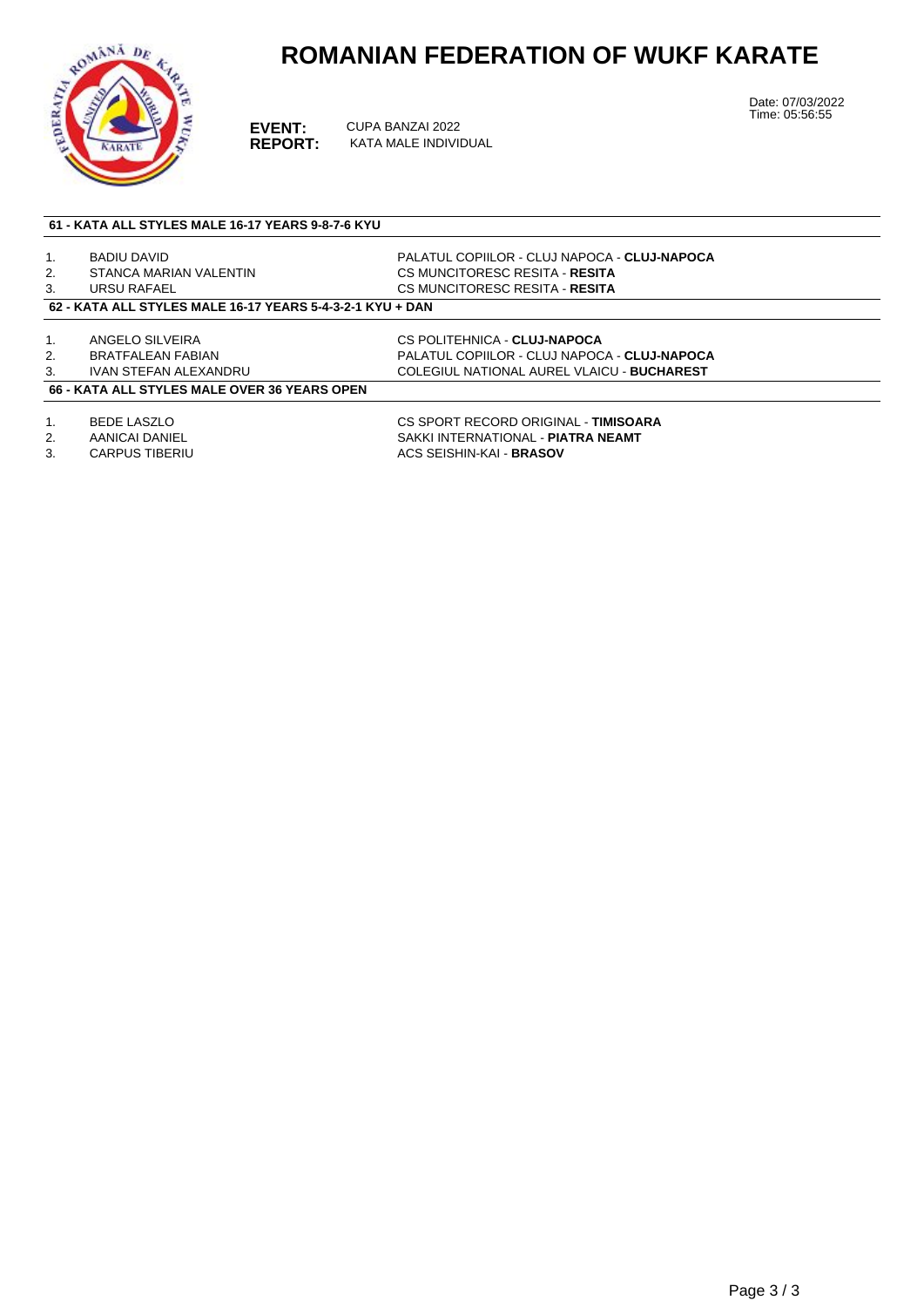# ROMANIAN FEDERATION OF WUKF KARATE

**EVENT:** CUPA BANZAI 2022
**REPORT:** KATA MALE INDIVIDUAL

Date: 07/03/2022
Time: 05:56:55

### 61 - KATA ALL STYLES MALE 16-17 YEARS 9-8-7-6 KYU

| | | |
|---|---|---|
| 1. | BADIU DAVID | PALATUL COPIILOR - CLUJ NAPOCA - **CLUJ-NAPOCA** |
| 2. | STANCA MARIAN VALENTIN | CS MUNCITORESC RESITA - **RESITA** |
| 3. | URSU RAFAEL | CS MUNCITORESC RESITA - **RESITA** |

### 62 - KATA ALL STYLES MALE 16-17 YEARS 5-4-3-2-1 KYU + DAN

| | | |
|---|---|---|
| 1. | ANGELO SILVEIRA | CS POLITEHNICA - **CLUJ-NAPOCA** |
| 2. | BRATFALEAN FABIAN | PALATUL COPIILOR - CLUJ NAPOCA - **CLUJ-NAPOCA** |
| 3. | IVAN STEFAN ALEXANDRU | COLEGIUL NATIONAL AUREL VLAICU - **BUCHAREST** |

### 66 - KATA ALL STYLES MALE OVER 36 YEARS OPEN

| | | |
|---|---|---|
| 1. | BEDE LASZLO | CS SPORT RECORD ORIGINAL - **TIMISOARA** |
| 2. | AANICAI DANIEL | SAKKI INTERNATIONAL - **PIATRA NEAMT** |
| 3. | CARPUS TIBERIU | ACS SEISHIN-KAI - **BRASOV** |